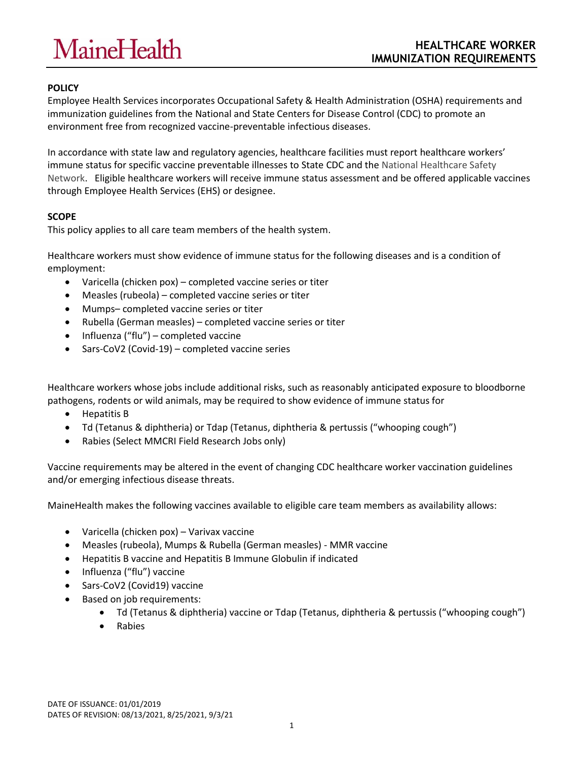MaineHealth

# HEALTHCARE WORKER IMMUNIZATION REQUIREMENTS

**POLICY**

Employee Health Services incorporates Occupational Safety & Health Administration (OSHA) requirements and immunization guidelines from the National and State Centers for Disease Control (CDC) to promote an environment free from recognized vaccine-preventable infectious diseases.

In accordance with state law and regulatory agencies, healthcare facilities must report healthcare workers' immune status for specific vaccine preventable illnesses to State CDC and the National Healthcare Safety Network. Eligible healthcare workers will receive immune status assessment and be offered applicable vaccines through Employee Health Services (EHS) or designee.

**SCOPE**

This policy applies to all care team members of the health system.

Healthcare workers must show evidence of immune status for the following diseases and is a condition of employment:

- Varicella (chicken pox) – completed vaccine series or titer
- Measles (rubeola) – completed vaccine series or titer
- Mumps– completed vaccine series or titer
- Rubella (German measles) – completed vaccine series or titer
- Influenza ("flu") – completed vaccine
- Sars-CoV2 (Covid-19) – completed vaccine series

Healthcare workers whose jobs include additional risks, such as reasonably anticipated exposure to bloodborne pathogens, rodents or wild animals, may be required to show evidence of immune status for

- Hepatitis B
- Td (Tetanus & diphtheria) or Tdap (Tetanus, diphtheria & pertussis ("whooping cough")
- Rabies (Select MMCRI Field Research Jobs only)

Vaccine requirements may be altered in the event of changing CDC healthcare worker vaccination guidelines and/or emerging infectious disease threats.

MaineHealth makes the following vaccines available to eligible care team members as availability allows:

- Varicella (chicken pox) – Varivax vaccine
- Measles (rubeola), Mumps & Rubella (German measles) - MMR vaccine
- Hepatitis B vaccine and Hepatitis B Immune Globulin if indicated
- Influenza ("flu") vaccine
- Sars-CoV2 (Covid19) vaccine
- Based on job requirements:
  - Td (Tetanus & diphtheria) vaccine or Tdap (Tetanus, diphtheria & pertussis ("whooping cough")
  - Rabies

DATE OF ISSUANCE: 01/01/2019
DATES OF REVISION: 08/13/2021, 8/25/2021, 9/3/21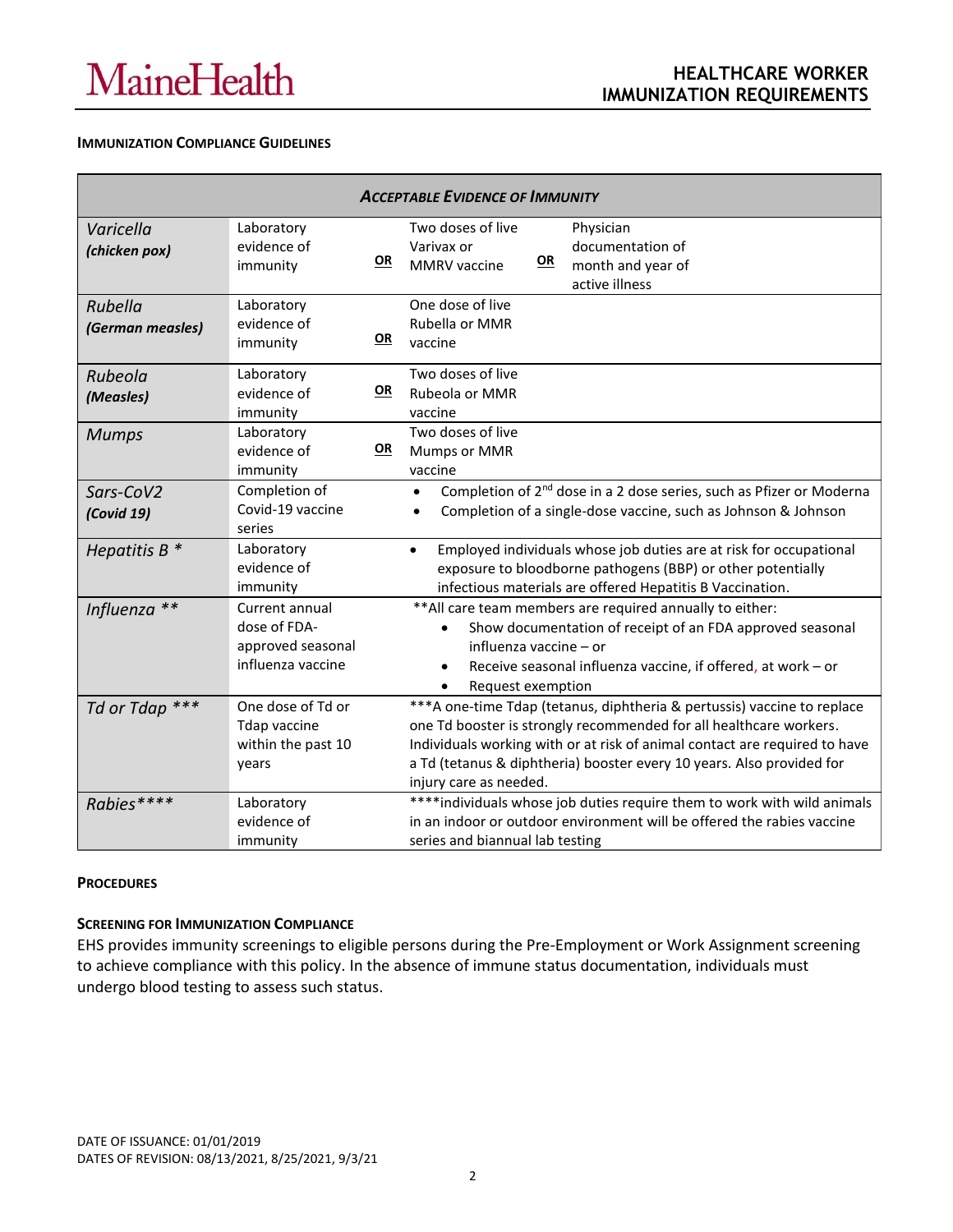**IMMUNIZATION COMPLIANCE GUIDELINES**

| ***ACCEPTABLE EVIDENCE OF IMMUNITY*** | | | | | |
|---|---|---|---|---|---|
| *Varicella* ***(chicken pox)*** | Laboratory evidence of immunity | **OR** | Two doses of live Varivax or MMRV vaccine | **OR** | Physician documentation of month and year of active illness |
| *Rubella* ***(German measles)*** | Laboratory evidence of immunity | **OR** | One dose of live Rubella or MMR vaccine | | |
| *Rubeola* ***(Measles)*** | Laboratory evidence of immunity | **OR** | Two doses of live Rubeola or MMR vaccine | | |
| *Mumps* | Laboratory evidence of immunity | **OR** | Two doses of live Mumps or MMR vaccine | | |
| *Sars-CoV2* ***(Covid 19)*** | Completion of Covid-19 vaccine series | | • Completion of 2nd dose in a 2 dose series, such as Pfizer or Moderna<br>• Completion of a single-dose vaccine, such as Johnson & Johnson | | |
| *Hepatitis B \** | Laboratory evidence of immunity | | • Employed individuals whose job duties are at risk for occupational exposure to bloodborne pathogens (BBP) or other potentially infectious materials are offered Hepatitis B Vaccination. | | |
| *Influenza \*\** | Current annual dose of FDA-approved seasonal influenza vaccine | | \*\*All care team members are required annually to either:<br>• Show documentation of receipt of an FDA approved seasonal influenza vaccine – or<br>• Receive seasonal influenza vaccine, if offered, at work – or<br>• Request exemption | | |
| *Td or Tdap \*\*\** | One dose of Td or Tdap vaccine within the past 10 years | | \*\*\*A one-time Tdap (tetanus, diphtheria & pertussis) vaccine to replace one Td booster is strongly recommended for all healthcare workers. Individuals working with or at risk of animal contact are required to have a Td (tetanus & diphtheria) booster every 10 years. Also provided for injury care as needed. | | |
| *Rabies\*\*\*\** | Laboratory evidence of immunity | | \*\*\*\*individuals whose job duties require them to work with wild animals in an indoor or outdoor environment will be offered the rabies vaccine series and biannual lab testing | | |

**PROCEDURES**

**SCREENING FOR IMMUNIZATION COMPLIANCE**

EHS provides immunity screenings to eligible persons during the Pre-Employment or Work Assignment screening to achieve compliance with this policy. In the absence of immune status documentation, individuals must undergo blood testing to assess such status.

DATE OF ISSUANCE: 01/01/2019
DATES OF REVISION: 08/13/2021, 8/25/2021, 9/3/21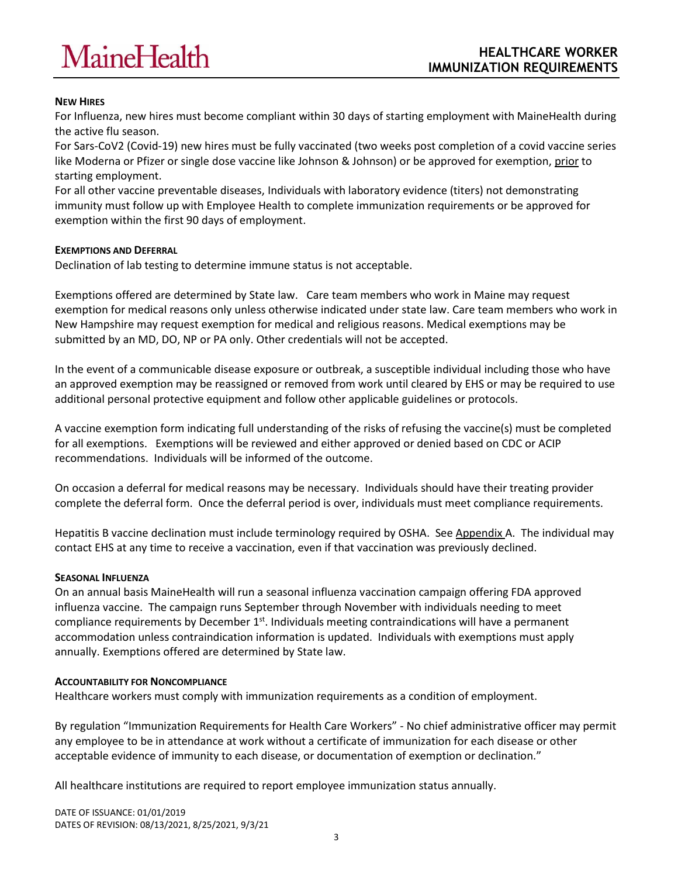**NEW HIRES**

For Influenza, new hires must become compliant within 30 days of starting employment with MaineHealth during the active flu season.

For Sars-CoV2 (Covid-19) new hires must be fully vaccinated (two weeks post completion of a covid vaccine series like Moderna or Pfizer or single dose vaccine like Johnson & Johnson) or be approved for exemption, prior to starting employment.

For all other vaccine preventable diseases, Individuals with laboratory evidence (titers) not demonstrating immunity must follow up with Employee Health to complete immunization requirements or be approved for exemption within the first 90 days of employment.

**EXEMPTIONS AND DEFERRAL**

Declination of lab testing to determine immune status is not acceptable.

Exemptions offered are determined by State law. Care team members who work in Maine may request exemption for medical reasons only unless otherwise indicated under state law. Care team members who work in New Hampshire may request exemption for medical and religious reasons. Medical exemptions may be submitted by an MD, DO, NP or PA only. Other credentials will not be accepted.

In the event of a communicable disease exposure or outbreak, a susceptible individual including those who have an approved exemption may be reassigned or removed from work until cleared by EHS or may be required to use additional personal protective equipment and follow other applicable guidelines or protocols.

A vaccine exemption form indicating full understanding of the risks of refusing the vaccine(s) must be completed for all exemptions. Exemptions will be reviewed and either approved or denied based on CDC or ACIP recommendations. Individuals will be informed of the outcome.

On occasion a deferral for medical reasons may be necessary. Individuals should have their treating provider complete the deferral form. Once the deferral period is over, individuals must meet compliance requirements.

Hepatitis B vaccine declination must include terminology required by OSHA. See Appendix A. The individual may contact EHS at any time to receive a vaccination, even if that vaccination was previously declined.

**SEASONAL INFLUENZA**

On an annual basis MaineHealth will run a seasonal influenza vaccination campaign offering FDA approved influenza vaccine. The campaign runs September through November with individuals needing to meet compliance requirements by December 1st. Individuals meeting contraindications will have a permanent accommodation unless contraindication information is updated. Individuals with exemptions must apply annually. Exemptions offered are determined by State law.

**ACCOUNTABILITY FOR NONCOMPLIANCE**

Healthcare workers must comply with immunization requirements as a condition of employment.

By regulation "Immunization Requirements for Health Care Workers" - No chief administrative officer may permit any employee to be in attendance at work without a certificate of immunization for each disease or other acceptable evidence of immunity to each disease, or documentation of exemption or declination."

All healthcare institutions are required to report employee immunization status annually.

DATE OF ISSUANCE: 01/01/2019
DATES OF REVISION: 08/13/2021, 8/25/2021, 9/3/21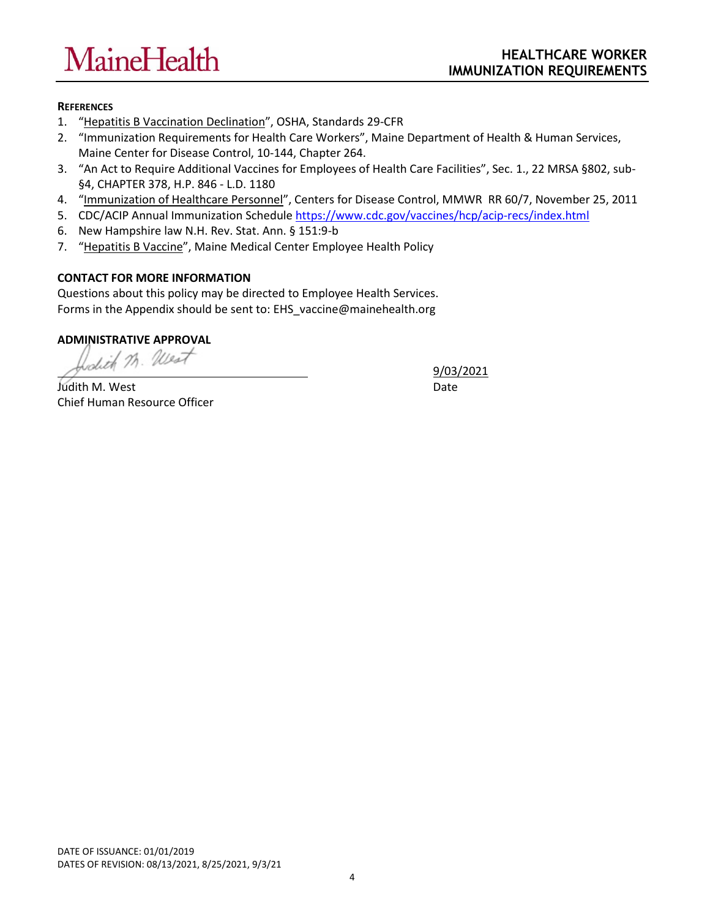**REFERENCES**

1. "Hepatitis B Vaccination Declination", OSHA, Standards 29-CFR
2. "Immunization Requirements for Health Care Workers", Maine Department of Health & Human Services, Maine Center for Disease Control, 10-144, Chapter 264.
3. "An Act to Require Additional Vaccines for Employees of Health Care Facilities", Sec. 1., 22 MRSA §802, sub-§4, CHAPTER 378, H.P. 846 - L.D. 1180
4. "Immunization of Healthcare Personnel", Centers for Disease Control, MMWR RR 60/7, November 25, 2011
5. CDC/ACIP Annual Immunization Schedule https://www.cdc.gov/vaccines/hcp/acip-recs/index.html
6. New Hampshire law N.H. Rev. Stat. Ann. § 151:9-b
7. "Hepatitis B Vaccine", Maine Medical Center Employee Health Policy

**CONTACT FOR MORE INFORMATION**

Questions about this policy may be directed to Employee Health Services.
Forms in the Appendix should be sent to: EHS_vaccine@mainehealth.org

**ADMINISTRATIVE APPROVAL**

Judith M. West
Chief Human Resource Officer

9/03/2021
Date

DATE OF ISSUANCE: 01/01/2019
DATES OF REVISION: 08/13/2021, 8/25/2021, 9/3/21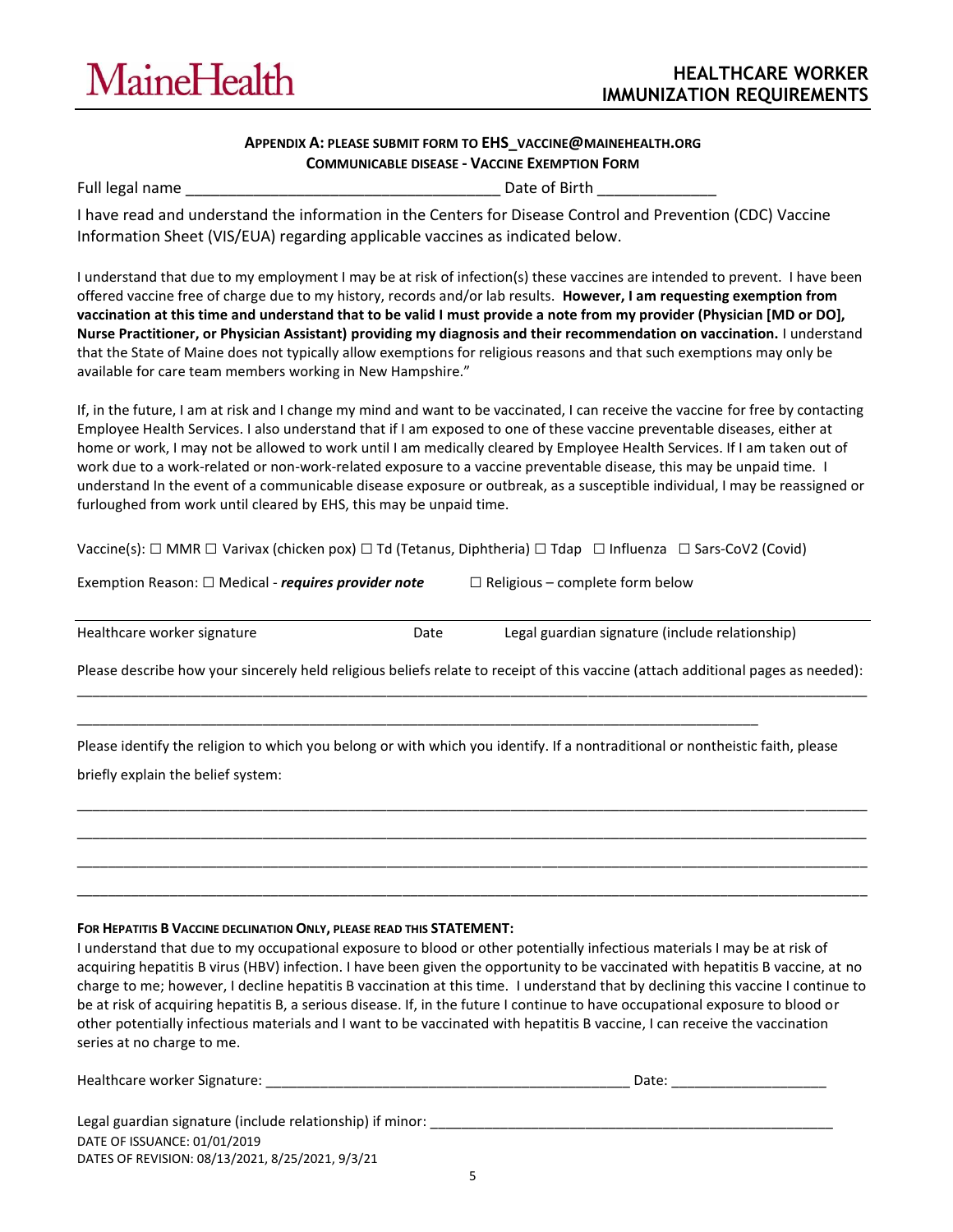**APPENDIX A: PLEASE SUBMIT FORM TO EHS_VACCINE@MAINEHEALTH.ORG**
**COMMUNICABLE DISEASE - VACCINE EXEMPTION FORM**

Full legal name ____________________________________ Date of Birth _____________

I have read and understand the information in the Centers for Disease Control and Prevention (CDC) Vaccine Information Sheet (VIS/EUA) regarding applicable vaccines as indicated below.

I understand that due to my employment I may be at risk of infection(s) these vaccines are intended to prevent. I have been offered vaccine free of charge due to my history, records and/or lab results. **However, I am requesting exemption from vaccination at this time and understand that to be valid I must provide a note from my provider (Physician [MD or DO], Nurse Practitioner, or Physician Assistant) providing my diagnosis and their recommendation on vaccination.** I understand that the State of Maine does not typically allow exemptions for religious reasons and that such exemptions may only be available for care team members working in New Hampshire."

If, in the future, I am at risk and I change my mind and want to be vaccinated, I can receive the vaccine for free by contacting Employee Health Services. I also understand that if I am exposed to one of these vaccine preventable diseases, either at home or work, I may not be allowed to work until I am medically cleared by Employee Health Services. If I am taken out of work due to a work-related or non-work-related exposure to a vaccine preventable disease, this may be unpaid time. I understand In the event of a communicable disease exposure or outbreak, as a susceptible individual, I may be reassigned or furloughed from work until cleared by EHS, this may be unpaid time.

Vaccine(s): ☐ MMR ☐ Varivax (chicken pox) ☐ Td (Tetanus, Diphtheria) ☐ Tdap ☐ Influenza ☐ Sars-CoV2 (Covid)

Exemption Reason: ☐ Medical - ***requires provider note*** ☐ Religious – complete form below

___________________________________________________________________________

Healthcare worker signature Date Legal guardian signature (include relationship)

Please describe how your sincerely held religious beliefs relate to receipt of this vaccine (attach additional pages as needed):

___________________________________________________________________________

___________________________________________________________________________

Please identify the religion to which you belong or with which you identify. If a nontraditional or nontheistic faith, please briefly explain the belief system:

___________________________________________________________________________

___________________________________________________________________________

___________________________________________________________________________

___________________________________________________________________________

**FOR HEPATITIS B VACCINE DECLINATION ONLY, PLEASE READ THIS STATEMENT:**

I understand that due to my occupational exposure to blood or other potentially infectious materials I may be at risk of acquiring hepatitis B virus (HBV) infection. I have been given the opportunity to be vaccinated with hepatitis B vaccine, at no charge to me; however, I decline hepatitis B vaccination at this time. I understand that by declining this vaccine I continue to be at risk of acquiring hepatitis B, a serious disease. If, in the future I continue to have occupational exposure to blood or other potentially infectious materials and I want to be vaccinated with hepatitis B vaccine, I can receive the vaccination series at no charge to me.

Healthcare worker Signature: ____________________________________________ Date: ___________________

Legal guardian signature (include relationship) if minor: ___________________________________________________

DATE OF ISSUANCE: 01/01/2019
DATES OF REVISION: 08/13/2021, 8/25/2021, 9/3/21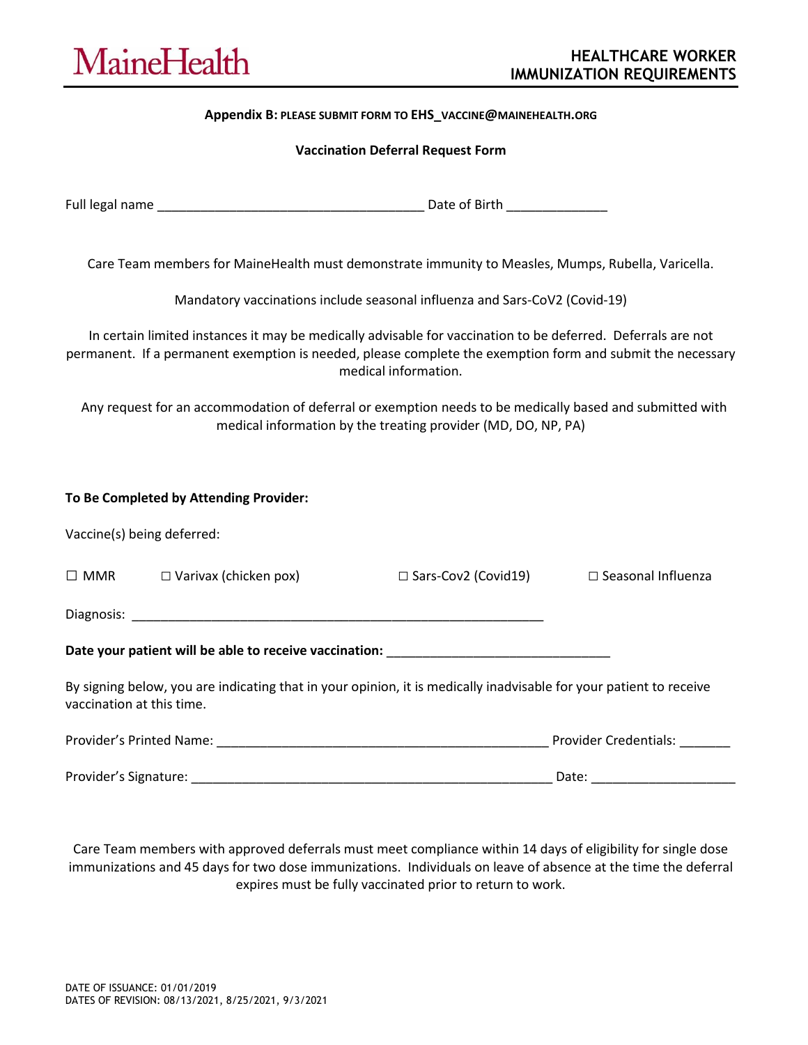**Appendix B:** PLEASE SUBMIT FORM TO EHS_VACCINE@MAINEHEALTH.ORG

**Vaccination Deferral Request Form**

Full legal name ____________________________________ Date of Birth _____________

Care Team members for MaineHealth must demonstrate immunity to Measles, Mumps, Rubella, Varicella.

Mandatory vaccinations include seasonal influenza and Sars-CoV2 (Covid-19)

In certain limited instances it may be medically advisable for vaccination to be deferred. Deferrals are not permanent. If a permanent exemption is needed, please complete the exemption form and submit the necessary medical information.

Any request for an accommodation of deferral or exemption needs to be medically based and submitted with medical information by the treating provider (MD, DO, NP, PA)

**To Be Completed by Attending Provider:**

Vaccine(s) being deferred:

☐ MMR ☐ Varivax (chicken pox) ☐ Sars-Cov2 (Covid19) ☐ Seasonal Influenza

Diagnosis: _________________________________________________________

**Date your patient will be able to receive vaccination:** ______________________________

By signing below, you are indicating that in your opinion, it is medically inadvisable for your patient to receive vaccination at this time.

Provider's Printed Name: ____________________________________________ Provider Credentials: _______

Provider's Signature: ________________________________________________ Date: ___________________

Care Team members with approved deferrals must meet compliance within 14 days of eligibility for single dose immunizations and 45 days for two dose immunizations. Individuals on leave of absence at the time the deferral expires must be fully vaccinated prior to return to work.

DATE OF ISSUANCE: 01/01/2019
DATES OF REVISION: 08/13/2021, 8/25/2021, 9/3/2021